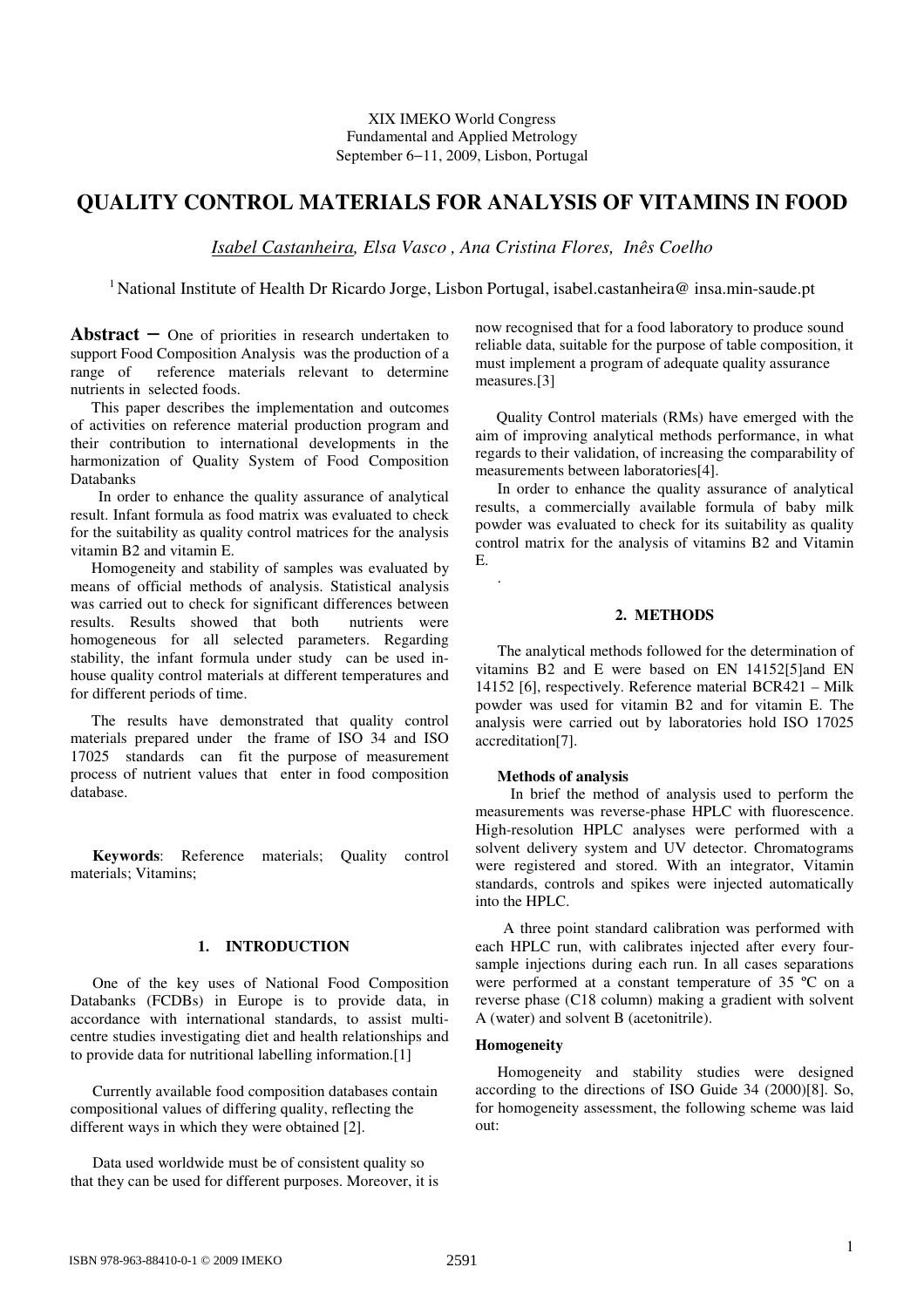XIX IMEKO World Congress
Fundamental and Applied Metrology
September 6−11, 2009, Lisbon, Portugal

# QUALITY CONTROL MATERIALS FOR ANALYSIS OF VITAMINS IN FOOD

*Isabel Castanheira, Elsa Vasco , Ana Cristina Flores, Inês Coelho*

[1] National Institute of Health Dr Ricardo Jorge, Lisbon Portugal, isabel.castanheira@ insa.min-saude.pt

**Abstract** − One of priorities in research undertaken to support Food Composition Analysis was the production of a range of reference materials relevant to determine nutrients in selected foods.

This paper describes the implementation and outcomes of activities on reference material production program and their contribution to international developments in the harmonization of Quality System of Food Composition Databanks

In order to enhance the quality assurance of analytical result. Infant formula as food matrix was evaluated to check for the suitability as quality control matrices for the analysis vitamin B2 and vitamin E.

Homogeneity and stability of samples was evaluated by means of official methods of analysis. Statistical analysis was carried out to check for significant differences between results. Results showed that both nutrients were homogeneous for all selected parameters. Regarding stability, the infant formula under study can be used in-house quality control materials at different temperatures and for different periods of time.

The results have demonstrated that quality control materials prepared under the frame of ISO 34 and ISO 17025 standards can fit the purpose of measurement process of nutrient values that enter in food composition database.

**Keywords**: Reference materials; Quality control materials; Vitamins;

## 1. INTRODUCTION

One of the key uses of National Food Composition Databanks (FCDBs) in Europe is to provide data, in accordance with international standards, to assist multi-centre studies investigating diet and health relationships and to provide data for nutritional labelling information.[1]

Currently available food composition databases contain compositional values of differing quality, reflecting the different ways in which they were obtained [2].

Data used worldwide must be of consistent quality so that they can be used for different purposes. Moreover, it is now recognised that for a food laboratory to produce sound reliable data, suitable for the purpose of table composition, it must implement a program of adequate quality assurance measures.[3]

Quality Control materials (RMs) have emerged with the aim of improving analytical methods performance, in what regards to their validation, of increasing the comparability of measurements between laboratories[4].

In order to enhance the quality assurance of analytical results, a commercially available formula of baby milk powder was evaluated to check for its suitability as quality control matrix for the analysis of vitamins B2 and Vitamin E.

## 2. METHODS

The analytical methods followed for the determination of vitamins B2 and E were based on EN 14152[5]and EN 14152 [6], respectively. Reference material BCR421 – Milk powder was used for vitamin B2 and for vitamin E. The analysis were carried out by laboratories hold ISO 17025 accreditation[7].

### Methods of analysis

In brief the method of analysis used to perform the measurements was reverse-phase HPLC with fluorescence. High-resolution HPLC analyses were performed with a solvent delivery system and UV detector. Chromatograms were registered and stored. With an integrator, Vitamin standards, controls and spikes were injected automatically into the HPLC.

A three point standard calibration was performed with each HPLC run, with calibrates injected after every four-sample injections during each run. In all cases separations were performed at a constant temperature of 35 ºC on a reverse phase (C18 column) making a gradient with solvent A (water) and solvent B (acetonitrile).

### Homogeneity

Homogeneity and stability studies were designed according to the directions of ISO Guide 34 (2000)[8]. So, for homogeneity assessment, the following scheme was laid out: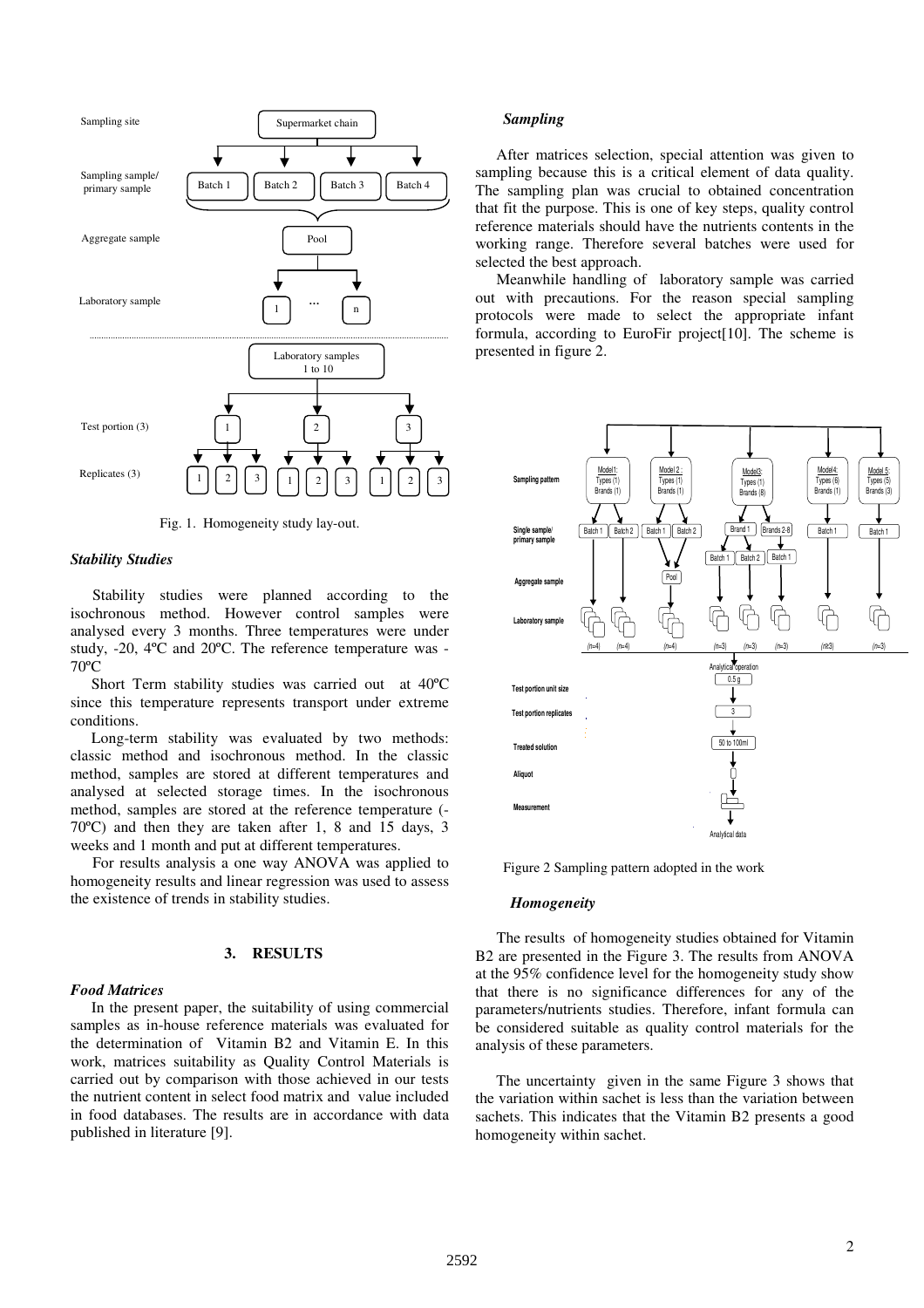Fig. 1. Homogeneity study lay-out.

### *Stability Studies*

Stability studies were planned according to the isochronous method. However control samples were analysed every 3 months. Three temperatures were under study, -20, 4ºC and 20ºC. The reference temperature was -70ºC

Short Term stability studies was carried out at 40ºC since this temperature represents transport under extreme conditions.

Long-term stability was evaluated by two methods: classic method and isochronous method. In the classic method, samples are stored at different temperatures and analysed at selected storage times. In the isochronous method, samples are stored at the reference temperature (-70ºC) and then they are taken after 1, 8 and 15 days, 3 weeks and 1 month and put at different temperatures.

For results analysis a one way ANOVA was applied to homogeneity results and linear regression was used to assess the existence of trends in stability studies.

## 3. RESULTS

### *Food Matrices*

In the present paper, the suitability of using commercial samples as in-house reference materials was evaluated for the determination of Vitamin B2 and Vitamin E. In this work, matrices suitability as Quality Control Materials is carried out by comparison with those achieved in our tests the nutrient content in select food matrix and value included in food databases. The results are in accordance with data published in literature [9].

### *Sampling*

After matrices selection, special attention was given to sampling because this is a critical element of data quality. The sampling plan was crucial to obtained concentration that fit the purpose. This is one of key steps, quality control reference materials should have the nutrients contents in the working range. Therefore several batches were used for selected the best approach.

Meanwhile handling of laboratory sample was carried out with precautions. For the reason special sampling protocols were made to select the appropriate infant formula, according to EuroFir project[10]. The scheme is presented in figure 2.

Figure 2 Sampling pattern adopted in the work

### *Homogeneity*

The results of homogeneity studies obtained for Vitamin B2 are presented in the Figure 3. The results from ANOVA at the 95% confidence level for the homogeneity study show that there is no significance differences for any of the parameters/nutrients studies. Therefore, infant formula can be considered suitable as quality control materials for the analysis of these parameters.

The uncertainty given in the same Figure 3 shows that the variation within sachet is less than the variation between sachets. This indicates that the Vitamin B2 presents a good homogeneity within sachet.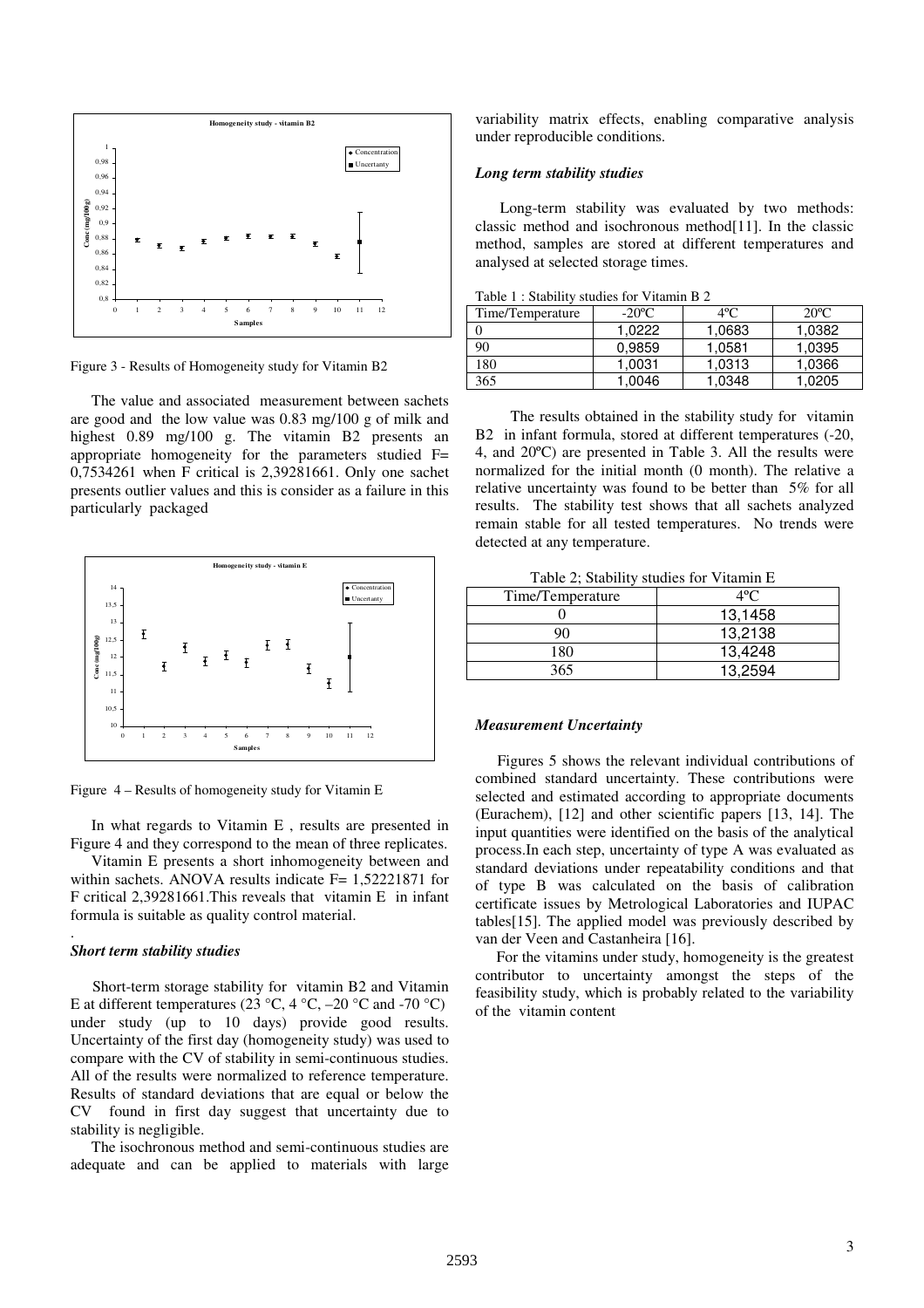Figure 3 - Results of Homogeneity study for Vitamin B2

The value and associated measurement between sachets are good and the low value was 0.83 mg/100 g of milk and highest 0.89 mg/100 g. The vitamin B2 presents an appropriate homogeneity for the parameters studied F= 0,7534261 when F critical is 2,39281661. Only one sachet presents outlier values and this is consider as a failure in this particularly packaged

Figure 4 – Results of homogeneity study for Vitamin E

In what regards to Vitamin E , results are presented in Figure 4 and they correspond to the mean of three replicates.

Vitamin E presents a short inhomogeneity between and within sachets. ANOVA results indicate F= 1,52221871 for F critical 2,39281661.This reveals that vitamin E in infant formula is suitable as quality control material.

.

### *Short term stability studies*

Short-term storage stability for vitamin B2 and Vitamin E at different temperatures (23 °C, 4 °C, –20 °C and -70 °C) under study (up to 10 days) provide good results. Uncertainty of the first day (homogeneity study) was used to compare with the CV of stability in semi-continuous studies. All of the results were normalized to reference temperature. Results of standard deviations that are equal or below the CV found in first day suggest that uncertainty due to stability is negligible.

The isochronous method and semi-continuous studies are adequate and can be applied to materials with large variability matrix effects, enabling comparative analysis under reproducible conditions.

### *Long term stability studies*

Long-term stability was evaluated by two methods: classic method and isochronous method[11]. In the classic method, samples are stored at different temperatures and analysed at selected storage times.

Table 1 : Stability studies for Vitamin B 2

| Time/Temperature | -20ºC | 4ºC | 20ºC |
|---|---|---|---|
| 0 | 1,0222 | 1,0683 | 1,0382 |
| 90 | 0,9859 | 1,0581 | 1,0395 |
| 180 | 1,0031 | 1,0313 | 1,0366 |
| 365 | 1,0046 | 1,0348 | 1,0205 |

The results obtained in the stability study for vitamin B2 in infant formula, stored at different temperatures (-20, 4, and 20ºC) are presented in Table 3. All the results were normalized for the initial month (0 month). The relative a relative uncertainty was found to be better than 5% for all results. The stability test shows that all sachets analyzed remain stable for all tested temperatures. No trends were detected at any temperature.

Table 2; Stability studies for Vitamin E

| Time/Temperature | 4ºC |
|---|---|
| 0 | 13,1458 |
| 90 | 13,2138 |
| 180 | 13,4248 |
| 365 | 13,2594 |

### *Measurement Uncertainty*

Figures 5 shows the relevant individual contributions of combined standard uncertainty. These contributions were selected and estimated according to appropriate documents (Eurachem), [12] and other scientific papers [13, 14]. The input quantities were identified on the basis of the analytical process.In each step, uncertainty of type A was evaluated as standard deviations under repeatability conditions and that of type B was calculated on the basis of calibration certificate issues by Metrological Laboratories and IUPAC tables[15]. The applied model was previously described by van der Veen and Castanheira [16].

For the vitamins under study, homogeneity is the greatest contributor to uncertainty amongst the steps of the feasibility study, which is probably related to the variability of the vitamin content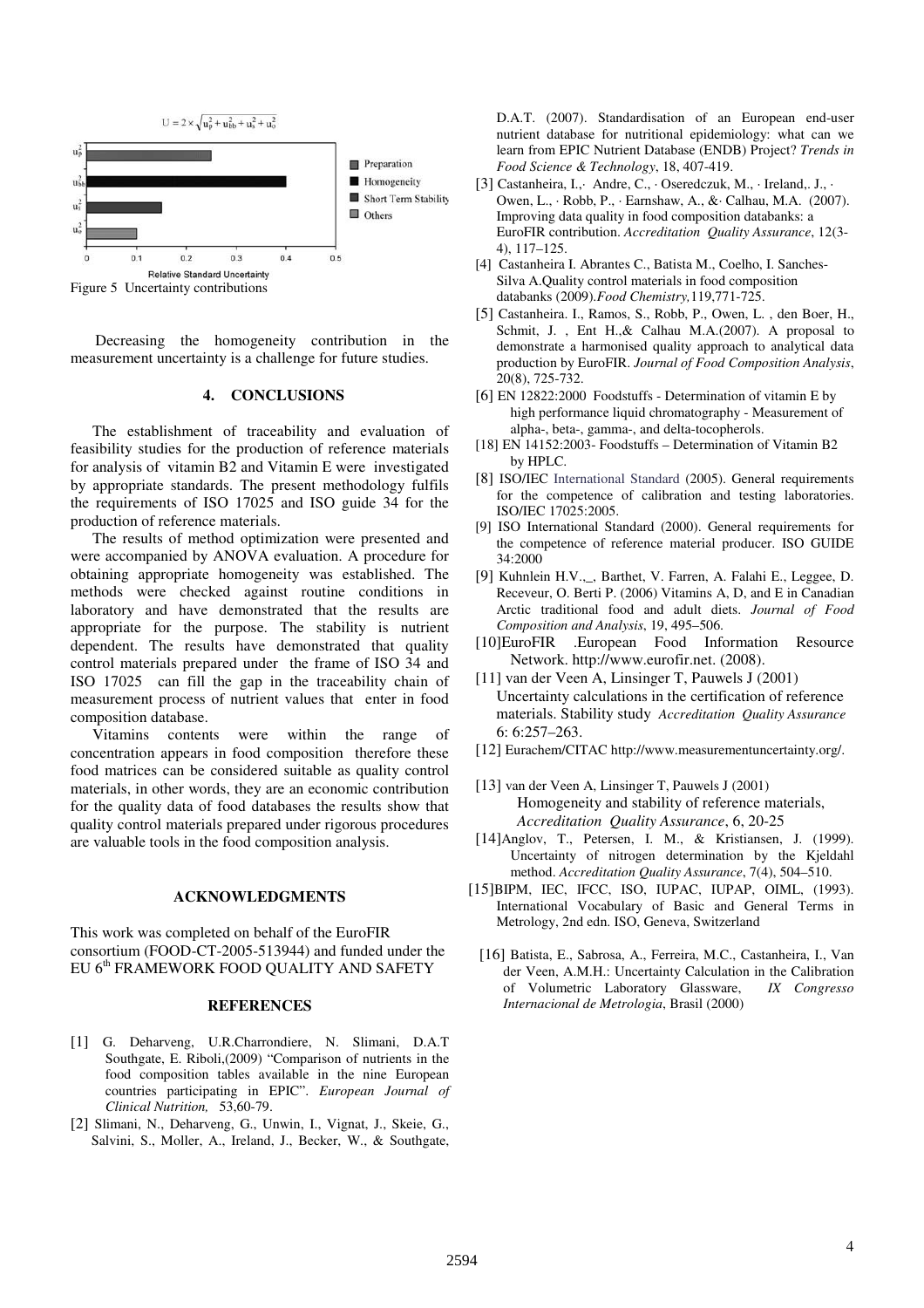$$U = 2 \times \sqrt{u_p^2 + u_{bb}^2 + u_s^2 + u_o^2}$$

$u_p^2$

$u_{bb}^2$

$u_s^2$

$u_o^2$

Preparation

Homogeneity

Short Term Stability

Others

0 0.1 0.2 0.3 0.4 0.5

Relative Standard Uncertainty

Figure 5 Uncertainty contributions

Decreasing the homogeneity contribution in the measurement uncertainty is a challenge for future studies.

## 4. CONCLUSIONS

The establishment of traceability and evaluation of feasibility studies for the production of reference materials for analysis of vitamin B2 and Vitamin E were investigated by appropriate standards. The present methodology fulfils the requirements of ISO 17025 and ISO guide 34 for the production of reference materials.

The results of method optimization were presented and were accompanied by ANOVA evaluation. A procedure for obtaining appropriate homogeneity was established. The methods were checked against routine conditions in laboratory and have demonstrated that the results are appropriate for the purpose. The stability is nutrient dependent. The results have demonstrated that quality control materials prepared under the frame of ISO 34 and ISO 17025 can fill the gap in the traceability chain of measurement process of nutrient values that enter in food composition database.

Vitamins contents were within the range of concentration appears in food composition therefore these food matrices can be considered suitable as quality control materials, in other words, they are an economic contribution for the quality data of food databases the results show that quality control materials prepared under rigorous procedures are valuable tools in the food composition analysis.

## ACKNOWLEDGMENTS

This work was completed on behalf of the EuroFIR consortium (FOOD-CT-2005-513944) and funded under the EU 6th FRAMEWORK FOOD QUALITY AND SAFETY

## REFERENCES

[1] G. Deharveng, U.R.Charrondiere, N. Slimani, D.A.T Southgate, E. Riboli,(2009) "Comparison of nutrients in the food composition tables available in the nine European countries participating in EPIC". *European Journal of Clinical Nutrition,* 53,60-79.

[2] Slimani, N., Deharveng, G., Unwin, I., Vignat, J., Skeie, G., Salvini, S., Moller, A., Ireland, J., Becker, W., & Southgate, D.A.T. (2007). Standardisation of an European end-user nutrient database for nutritional epidemiology: what can we learn from EPIC Nutrient Database (ENDB) Project? *Trends in Food Science & Technology*, 18, 407-419.

[3] Castanheira, I.,· Andre, C., · Oseredczuk, M., · Ireland,. J., · Owen, L., · Robb, P., · Earnshaw, A., &· Calhau, M.A. (2007). Improving data quality in food composition databanks: a EuroFIR contribution. *Accreditation Quality Assurance*, 12(3-4), 117–125.

[4] Castanheira I. Abrantes C., Batista M., Coelho, I. Sanches-Silva A.Quality control materials in food composition databanks (2009).*Food Chemistry,*119,771-725.

[5] Castanheira. I., Ramos, S., Robb, P., Owen, L. , den Boer, H., Schmit, J. , Ent H.,& Calhau M.A.(2007). A proposal to demonstrate a harmonised quality approach to analytical data production by EuroFIR. *Journal of Food Composition Analysis*, 20(8), 725-732.

[6] EN 12822:2000 Foodstuffs - Determination of vitamin E by high performance liquid chromatography - Measurement of alpha-, beta-, gamma-, and delta-tocopherols.

[18] EN 14152:2003- Foodstuffs – Determination of Vitamin B2 by HPLC.

[8] ISO/IEC International Standard (2005). General requirements for the competence of calibration and testing laboratories. ISO/IEC 17025:2005.

[9] ISO International Standard (2000). General requirements for the competence of reference material producer. ISO GUIDE 34:2000

[9] Kuhnlein H.V.,_, Barthet, V. Farren, A. Falahi E., Leggee, D. Receveur, O. Berti P. (2006) Vitamins A, D, and E in Canadian Arctic traditional food and adult diets. *Journal of Food Composition and Analysis*, 19, 495–506.

[10]EuroFIR .European Food Information Resource Network. http://www.eurofir.net. (2008).

[11] van der Veen A, Linsinger T, Pauwels J (2001) Uncertainty calculations in the certification of reference materials. Stability study *Accreditation Quality Assurance* 6: 6:257–263.

[12] Eurachem/CITAC http://www.measurementuncertainty.org/.

[13] van der Veen A, Linsinger T, Pauwels J (2001) Homogeneity and stability of reference materials, *Accreditation Quality Assurance*, 6, 20-25

[14]Anglov, T., Petersen, I. M., & Kristiansen, J. (1999). Uncertainty of nitrogen determination by the Kjeldahl method. *Accreditation Quality Assurance*, 7(4), 504–510.

[15]BIPM, IEC, IFCC, ISO, IUPAC, IUPAP, OIML, (1993). International Vocabulary of Basic and General Terms in Metrology, 2nd edn. ISO, Geneva, Switzerland

[16] Batista, E., Sabrosa, A., Ferreira, M.C., Castanheira, I., Van der Veen, A.M.H.: Uncertainty Calculation in the Calibration of Volumetric Laboratory Glassware, *IX Congresso Internacional de Metrologia*, Brasil (2000)